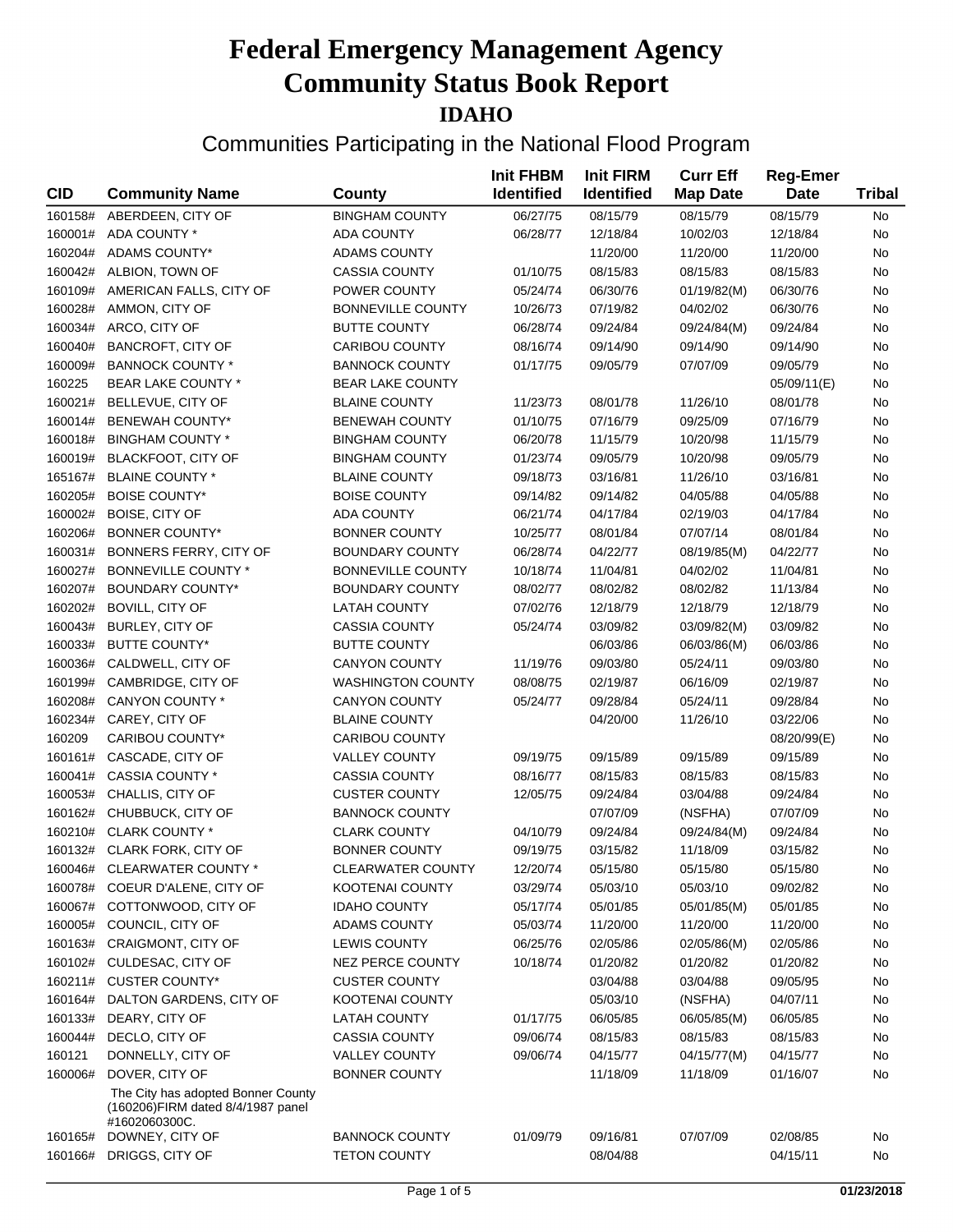# Federal Emergency Management Agency
# Community Status Book Report
## IDAHO

### Communities Participating in the National Flood Program

| CID | Community Name | County | Init FHBM Identified | Init FIRM Identified | Curr Eff Map Date | Reg-Emer Date | Tribal |
|---|---|---|---|---|---|---|---|
| 160158# | ABERDEEN, CITY OF | BINGHAM COUNTY | 06/27/75 | 08/15/79 | 08/15/79 | 08/15/79 | No |
| 160001# | ADA COUNTY * | ADA COUNTY | 06/28/77 | 12/18/84 | 10/02/03 | 12/18/84 | No |
| 160204# | ADAMS COUNTY* | ADAMS COUNTY | | 11/20/00 | 11/20/00 | 11/20/00 | No |
| 160042# | ALBION, TOWN OF | CASSIA COUNTY | 01/10/75 | 08/15/83 | 08/15/83 | 08/15/83 | No |
| 160109# | AMERICAN FALLS, CITY OF | POWER COUNTY | 05/24/74 | 06/30/76 | 01/19/82(M) | 06/30/76 | No |
| 160028# | AMMON, CITY OF | BONNEVILLE COUNTY | 10/26/73 | 07/19/82 | 04/02/02 | 06/30/76 | No |
| 160034# | ARCO, CITY OF | BUTTE COUNTY | 06/28/74 | 09/24/84 | 09/24/84(M) | 09/24/84 | No |
| 160040# | BANCROFT, CITY OF | CARIBOU COUNTY | 08/16/74 | 09/14/90 | 09/14/90 | 09/14/90 | No |
| 160009# | BANNOCK COUNTY * | BANNOCK COUNTY | 01/17/75 | 09/05/79 | 07/07/09 | 09/05/79 | No |
| 160225 | BEAR LAKE COUNTY * | BEAR LAKE COUNTY | | | | 05/09/11(E) | No |
| 160021# | BELLEVUE, CITY OF | BLAINE COUNTY | 11/23/73 | 08/01/78 | 11/26/10 | 08/01/78 | No |
| 160014# | BENEWAH COUNTY* | BENEWAH COUNTY | 01/10/75 | 07/16/79 | 09/25/09 | 07/16/79 | No |
| 160018# | BINGHAM COUNTY * | BINGHAM COUNTY | 06/20/78 | 11/15/79 | 10/20/98 | 11/15/79 | No |
| 160019# | BLACKFOOT, CITY OF | BINGHAM COUNTY | 01/23/74 | 09/05/79 | 10/20/98 | 09/05/79 | No |
| 165167# | BLAINE COUNTY * | BLAINE COUNTY | 09/18/73 | 03/16/81 | 11/26/10 | 03/16/81 | No |
| 160205# | BOISE COUNTY* | BOISE COUNTY | 09/14/82 | 09/14/82 | 04/05/88 | 04/05/88 | No |
| 160002# | BOISE, CITY OF | ADA COUNTY | 06/21/74 | 04/17/84 | 02/19/03 | 04/17/84 | No |
| 160206# | BONNER COUNTY* | BONNER COUNTY | 10/25/77 | 08/01/84 | 07/07/14 | 08/01/84 | No |
| 160031# | BONNERS FERRY, CITY OF | BOUNDARY COUNTY | 06/28/74 | 04/22/77 | 08/19/85(M) | 04/22/77 | No |
| 160027# | BONNEVILLE COUNTY * | BONNEVILLE COUNTY | 10/18/74 | 11/04/81 | 04/02/02 | 11/04/81 | No |
| 160207# | BOUNDARY COUNTY* | BOUNDARY COUNTY | 08/02/77 | 08/02/82 | 08/02/82 | 11/13/84 | No |
| 160202# | BOVILL, CITY OF | LATAH COUNTY | 07/02/76 | 12/18/79 | 12/18/79 | 12/18/79 | No |
| 160043# | BURLEY, CITY OF | CASSIA COUNTY | 05/24/74 | 03/09/82 | 03/09/82(M) | 03/09/82 | No |
| 160033# | BUTTE COUNTY* | BUTTE COUNTY | | 06/03/86 | 06/03/86(M) | 06/03/86 | No |
| 160036# | CALDWELL, CITY OF | CANYON COUNTY | 11/19/76 | 09/03/80 | 05/24/11 | 09/03/80 | No |
| 160199# | CAMBRIDGE, CITY OF | WASHINGTON COUNTY | 08/08/75 | 02/19/87 | 06/16/09 | 02/19/87 | No |
| 160208# | CANYON COUNTY * | CANYON COUNTY | 05/24/77 | 09/28/84 | 05/24/11 | 09/28/84 | No |
| 160234# | CAREY, CITY OF | BLAINE COUNTY | | 04/20/00 | 11/26/10 | 03/22/06 | No |
| 160209 | CARIBOU COUNTY* | CARIBOU COUNTY | | | | 08/20/99(E) | No |
| 160161# | CASCADE, CITY OF | VALLEY COUNTY | 09/19/75 | 09/15/89 | 09/15/89 | 09/15/89 | No |
| 160041# | CASSIA COUNTY * | CASSIA COUNTY | 08/16/77 | 08/15/83 | 08/15/83 | 08/15/83 | No |
| 160053# | CHALLIS, CITY OF | CUSTER COUNTY | 12/05/75 | 09/24/84 | 03/04/88 | 09/24/84 | No |
| 160162# | CHUBBUCK, CITY OF | BANNOCK COUNTY | | 07/07/09 | (NSFHA) | 07/07/09 | No |
| 160210# | CLARK COUNTY * | CLARK COUNTY | 04/10/79 | 09/24/84 | 09/24/84(M) | 09/24/84 | No |
| 160132# | CLARK FORK, CITY OF | BONNER COUNTY | 09/19/75 | 03/15/82 | 11/18/09 | 03/15/82 | No |
| 160046# | CLEARWATER COUNTY * | CLEARWATER COUNTY | 12/20/74 | 05/15/80 | 05/15/80 | 05/15/80 | No |
| 160078# | COEUR D'ALENE, CITY OF | KOOTENAI COUNTY | 03/29/74 | 05/03/10 | 05/03/10 | 09/02/82 | No |
| 160067# | COTTONWOOD, CITY OF | IDAHO COUNTY | 05/17/74 | 05/01/85 | 05/01/85(M) | 05/01/85 | No |
| 160005# | COUNCIL, CITY OF | ADAMS COUNTY | 05/03/74 | 11/20/00 | 11/20/00 | 11/20/00 | No |
| 160163# | CRAIGMONT, CITY OF | LEWIS COUNTY | 06/25/76 | 02/05/86 | 02/05/86(M) | 02/05/86 | No |
| 160102# | CULDESAC, CITY OF | NEZ PERCE COUNTY | 10/18/74 | 01/20/82 | 01/20/82 | 01/20/82 | No |
| 160211# | CUSTER COUNTY* | CUSTER COUNTY | | 03/04/88 | 03/04/88 | 09/05/95 | No |
| 160164# | DALTON GARDENS, CITY OF | KOOTENAI COUNTY | | 05/03/10 | (NSFHA) | 04/07/11 | No |
| 160133# | DEARY, CITY OF | LATAH COUNTY | 01/17/75 | 06/05/85 | 06/05/85(M) | 06/05/85 | No |
| 160044# | DECLO, CITY OF | CASSIA COUNTY | 09/06/74 | 08/15/83 | 08/15/83 | 08/15/83 | No |
| 160121 | DONNELLY, CITY OF | VALLEY COUNTY | 09/06/74 | 04/15/77 | 04/15/77(M) | 04/15/77 | No |
| 160006# | DOVER, CITY OF | BONNER COUNTY | | 11/18/09 | 11/18/09 | 01/16/07 | No |
| | The City has adopted Bonner County (160206)FIRM dated 8/4/1987 panel #1602060300C. | | | | | | |
| 160165# | DOWNEY, CITY OF | BANNOCK COUNTY | 01/09/79 | 09/16/81 | 07/07/09 | 02/08/85 | No |
| 160166# | DRIGGS, CITY OF | TETON COUNTY | | 08/04/88 | | 04/15/11 | No |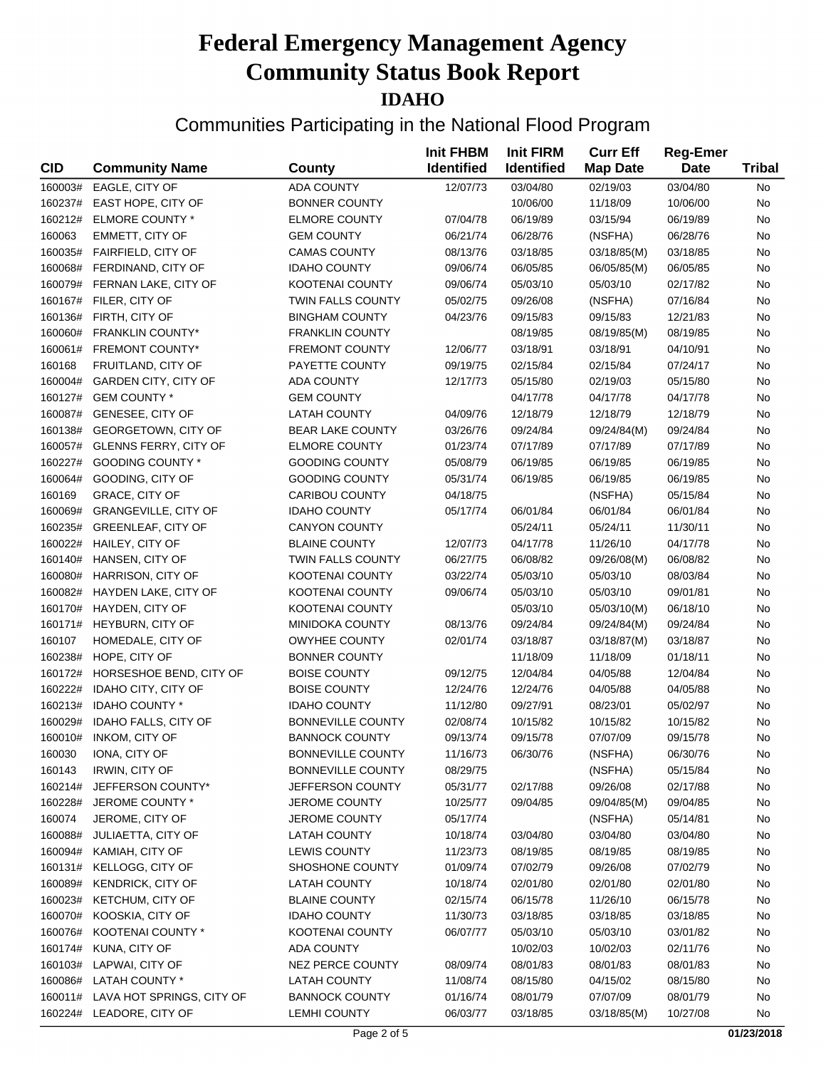# Federal Emergency Management Agency
# Community Status Book Report
## IDAHO

### Communities Participating in the National Flood Program

| CID | Community Name | County | Init FHBM Identified | Init FIRM Identified | Curr Eff Map Date | Reg-Emer Date | Tribal |
|---|---|---|---|---|---|---|---|
| 160003# | EAGLE, CITY OF | ADA COUNTY | 12/07/73 | 03/04/80 | 02/19/03 | 03/04/80 | No |
| 160237# | EAST HOPE, CITY OF | BONNER COUNTY | | 10/06/00 | 11/18/09 | 10/06/00 | No |
| 160212# | ELMORE COUNTY * | ELMORE COUNTY | 07/04/78 | 06/19/89 | 03/15/94 | 06/19/89 | No |
| 160063 | EMMETT, CITY OF | GEM COUNTY | 06/21/74 | 06/28/76 | (NSFHA) | 06/28/76 | No |
| 160035# | FAIRFIELD, CITY OF | CAMAS COUNTY | 08/13/76 | 03/18/85 | 03/18/85(M) | 03/18/85 | No |
| 160068# | FERDINAND, CITY OF | IDAHO COUNTY | 09/06/74 | 06/05/85 | 06/05/85(M) | 06/05/85 | No |
| 160079# | FERNAN LAKE, CITY OF | KOOTENAI COUNTY | 09/06/74 | 05/03/10 | 05/03/10 | 02/17/82 | No |
| 160167# | FILER, CITY OF | TWIN FALLS COUNTY | 05/02/75 | 09/26/08 | (NSFHA) | 07/16/84 | No |
| 160136# | FIRTH, CITY OF | BINGHAM COUNTY | 04/23/76 | 09/15/83 | 09/15/83 | 12/21/83 | No |
| 160060# | FRANKLIN COUNTY* | FRANKLIN COUNTY | | 08/19/85 | 08/19/85(M) | 08/19/85 | No |
| 160061# | FREMONT COUNTY* | FREMONT COUNTY | 12/06/77 | 03/18/91 | 03/18/91 | 04/10/91 | No |
| 160168 | FRUITLAND, CITY OF | PAYETTE COUNTY | 09/19/75 | 02/15/84 | 02/15/84 | 07/24/17 | No |
| 160004# | GARDEN CITY, CITY OF | ADA COUNTY | 12/17/73 | 05/15/80 | 02/19/03 | 05/15/80 | No |
| 160127# | GEM COUNTY * | GEM COUNTY | | 04/17/78 | 04/17/78 | 04/17/78 | No |
| 160087# | GENESEE, CITY OF | LATAH COUNTY | 04/09/76 | 12/18/79 | 12/18/79 | 12/18/79 | No |
| 160138# | GEORGETOWN, CITY OF | BEAR LAKE COUNTY | 03/26/76 | 09/24/84 | 09/24/84(M) | 09/24/84 | No |
| 160057# | GLENNS FERRY, CITY OF | ELMORE COUNTY | 01/23/74 | 07/17/89 | 07/17/89 | 07/17/89 | No |
| 160227# | GOODING COUNTY * | GOODING COUNTY | 05/08/79 | 06/19/85 | 06/19/85 | 06/19/85 | No |
| 160064# | GOODING, CITY OF | GOODING COUNTY | 05/31/74 | 06/19/85 | 06/19/85 | 06/19/85 | No |
| 160169 | GRACE, CITY OF | CARIBOU COUNTY | 04/18/75 | | (NSFHA) | 05/15/84 | No |
| 160069# | GRANGEVILLE, CITY OF | IDAHO COUNTY | 05/17/74 | 06/01/84 | 06/01/84 | 06/01/84 | No |
| 160235# | GREENLEAF, CITY OF | CANYON COUNTY | | 05/24/11 | 05/24/11 | 11/30/11 | No |
| 160022# | HAILEY, CITY OF | BLAINE COUNTY | 12/07/73 | 04/17/78 | 11/26/10 | 04/17/78 | No |
| 160140# | HANSEN, CITY OF | TWIN FALLS COUNTY | 06/27/75 | 06/08/82 | 09/26/08(M) | 06/08/82 | No |
| 160080# | HARRISON, CITY OF | KOOTENAI COUNTY | 03/22/74 | 05/03/10 | 05/03/10 | 08/03/84 | No |
| 160082# | HAYDEN LAKE, CITY OF | KOOTENAI COUNTY | 09/06/74 | 05/03/10 | 05/03/10 | 09/01/81 | No |
| 160170# | HAYDEN, CITY OF | KOOTENAI COUNTY | | 05/03/10 | 05/03/10(M) | 06/18/10 | No |
| 160171# | HEYBURN, CITY OF | MINIDOKA COUNTY | 08/13/76 | 09/24/84 | 09/24/84(M) | 09/24/84 | No |
| 160107 | HOMEDALE, CITY OF | OWYHEE COUNTY | 02/01/74 | 03/18/87 | 03/18/87(M) | 03/18/87 | No |
| 160238# | HOPE, CITY OF | BONNER COUNTY | | 11/18/09 | 11/18/09 | 01/18/11 | No |
| 160172# | HORSESHOE BEND, CITY OF | BOISE COUNTY | 09/12/75 | 12/04/84 | 04/05/88 | 12/04/84 | No |
| 160222# | IDAHO CITY, CITY OF | BOISE COUNTY | 12/24/76 | 12/24/76 | 04/05/88 | 04/05/88 | No |
| 160213# | IDAHO COUNTY * | IDAHO COUNTY | 11/12/80 | 09/27/91 | 08/23/01 | 05/02/97 | No |
| 160029# | IDAHO FALLS, CITY OF | BONNEVILLE COUNTY | 02/08/74 | 10/15/82 | 10/15/82 | 10/15/82 | No |
| 160010# | INKOM, CITY OF | BANNOCK COUNTY | 09/13/74 | 09/15/78 | 07/07/09 | 09/15/78 | No |
| 160030 | IONA, CITY OF | BONNEVILLE COUNTY | 11/16/73 | 06/30/76 | (NSFHA) | 06/30/76 | No |
| 160143 | IRWIN, CITY OF | BONNEVILLE COUNTY | 08/29/75 | | (NSFHA) | 05/15/84 | No |
| 160214# | JEFFERSON COUNTY* | JEFFERSON COUNTY | 05/31/77 | 02/17/88 | 09/26/08 | 02/17/88 | No |
| 160228# | JEROME COUNTY * | JEROME COUNTY | 10/25/77 | 09/04/85 | 09/04/85(M) | 09/04/85 | No |
| 160074 | JEROME, CITY OF | JEROME COUNTY | 05/17/74 | | (NSFHA) | 05/14/81 | No |
| 160088# | JULIAETTA, CITY OF | LATAH COUNTY | 10/18/74 | 03/04/80 | 03/04/80 | 03/04/80 | No |
| 160094# | KAMIAH, CITY OF | LEWIS COUNTY | 11/23/73 | 08/19/85 | 08/19/85 | 08/19/85 | No |
| 160131# | KELLOGG, CITY OF | SHOSHONE COUNTY | 01/09/74 | 07/02/79 | 09/26/08 | 07/02/79 | No |
| 160089# | KENDRICK, CITY OF | LATAH COUNTY | 10/18/74 | 02/01/80 | 02/01/80 | 02/01/80 | No |
| 160023# | KETCHUM, CITY OF | BLAINE COUNTY | 02/15/74 | 06/15/78 | 11/26/10 | 06/15/78 | No |
| 160070# | KOOSKIA, CITY OF | IDAHO COUNTY | 11/30/73 | 03/18/85 | 03/18/85 | 03/18/85 | No |
| 160076# | KOOTENAI COUNTY * | KOOTENAI COUNTY | 06/07/77 | 05/03/10 | 05/03/10 | 03/01/82 | No |
| 160174# | KUNA, CITY OF | ADA COUNTY | | 10/02/03 | 10/02/03 | 02/11/76 | No |
| 160103# | LAPWAI, CITY OF | NEZ PERCE COUNTY | 08/09/74 | 08/01/83 | 08/01/83 | 08/01/83 | No |
| 160086# | LATAH COUNTY * | LATAH COUNTY | 11/08/74 | 08/15/80 | 04/15/02 | 08/15/80 | No |
| 160011# | LAVA HOT SPRINGS, CITY OF | BANNOCK COUNTY | 01/16/74 | 08/01/79 | 07/07/09 | 08/01/79 | No |
| 160224# | LEADORE, CITY OF | LEMHI COUNTY | 06/03/77 | 03/18/85 | 03/18/85(M) | 10/27/08 | No |

01/23/2018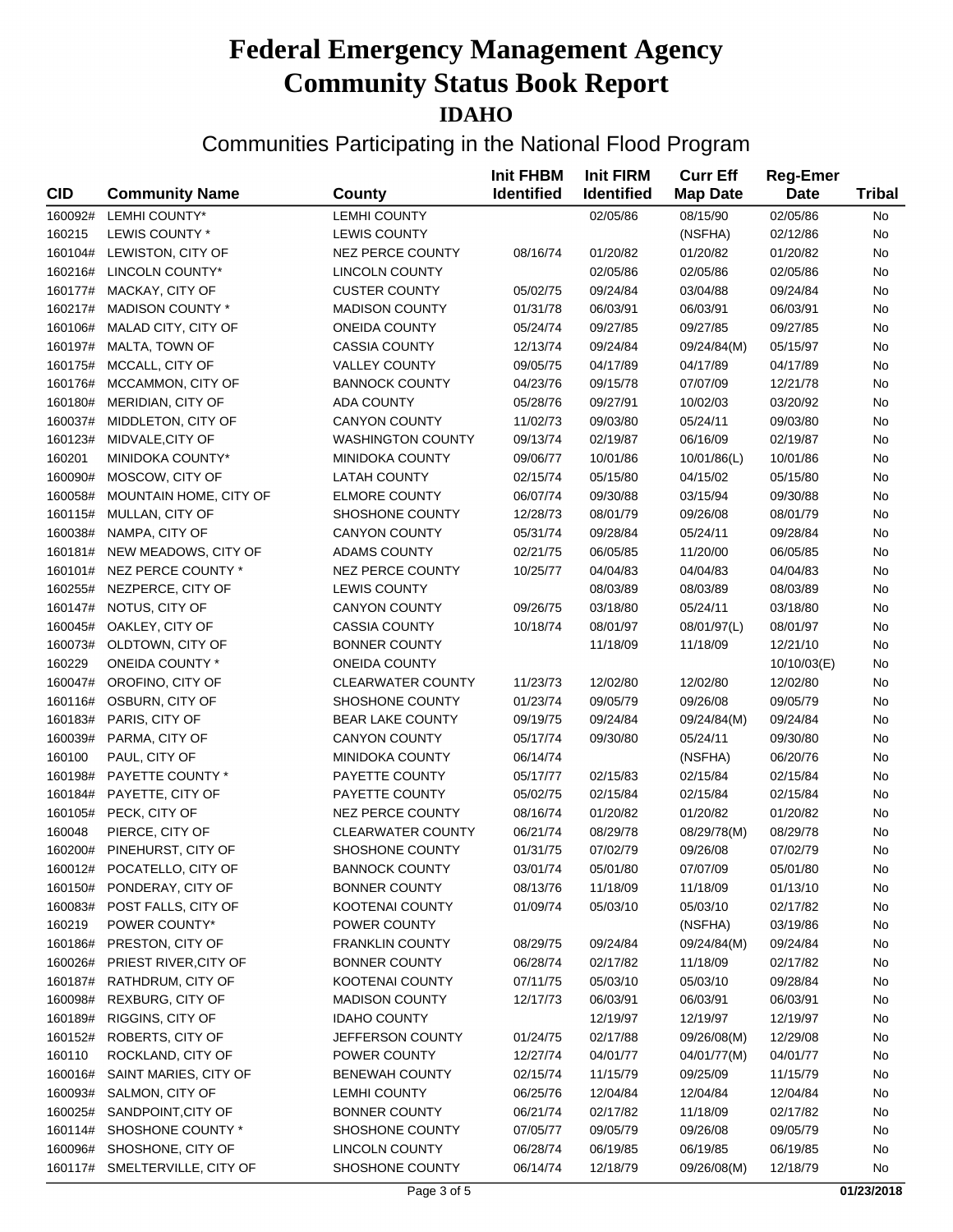# Federal Emergency Management Agency
# Community Status Book Report
## IDAHO

### Communities Participating in the National Flood Program

| CID | Community Name | County | Init FHBM Identified | Init FIRM Identified | Curr Eff Map Date | Reg-Emer Date | Tribal |
|---|---|---|---|---|---|---|---|
| 160092# | LEMHI COUNTY* | LEMHI COUNTY | | 02/05/86 | 08/15/90 | 02/05/86 | No |
| 160215 | LEWIS COUNTY * | LEWIS COUNTY | | | (NSFHA) | 02/12/86 | No |
| 160104# | LEWISTON, CITY OF | NEZ PERCE COUNTY | 08/16/74 | 01/20/82 | 01/20/82 | 01/20/82 | No |
| 160216# | LINCOLN COUNTY* | LINCOLN COUNTY | | 02/05/86 | 02/05/86 | 02/05/86 | No |
| 160177# | MACKAY, CITY OF | CUSTER COUNTY | 05/02/75 | 09/24/84 | 03/04/88 | 09/24/84 | No |
| 160217# | MADISON COUNTY * | MADISON COUNTY | 01/31/78 | 06/03/91 | 06/03/91 | 06/03/91 | No |
| 160106# | MALAD CITY, CITY OF | ONEIDA COUNTY | 05/24/74 | 09/27/85 | 09/27/85 | 09/27/85 | No |
| 160197# | MALTA, TOWN OF | CASSIA COUNTY | 12/13/74 | 09/24/84 | 09/24/84(M) | 05/15/97 | No |
| 160175# | MCCALL, CITY OF | VALLEY COUNTY | 09/05/75 | 04/17/89 | 04/17/89 | 04/17/89 | No |
| 160176# | MCCAMMON, CITY OF | BANNOCK COUNTY | 04/23/76 | 09/15/78 | 07/07/09 | 12/21/78 | No |
| 160180# | MERIDIAN, CITY OF | ADA COUNTY | 05/28/76 | 09/27/91 | 10/02/03 | 03/20/92 | No |
| 160037# | MIDDLETON, CITY OF | CANYON COUNTY | 11/02/73 | 09/03/80 | 05/24/11 | 09/03/80 | No |
| 160123# | MIDVALE,CITY OF | WASHINGTON COUNTY | 09/13/74 | 02/19/87 | 06/16/09 | 02/19/87 | No |
| 160201 | MINIDOKA COUNTY* | MINIDOKA COUNTY | 09/06/77 | 10/01/86 | 10/01/86(L) | 10/01/86 | No |
| 160090# | MOSCOW, CITY OF | LATAH COUNTY | 02/15/74 | 05/15/80 | 04/15/02 | 05/15/80 | No |
| 160058# | MOUNTAIN HOME, CITY OF | ELMORE COUNTY | 06/07/74 | 09/30/88 | 03/15/94 | 09/30/88 | No |
| 160115# | MULLAN, CITY OF | SHOSHONE COUNTY | 12/28/73 | 08/01/79 | 09/26/08 | 08/01/79 | No |
| 160038# | NAMPA, CITY OF | CANYON COUNTY | 05/31/74 | 09/28/84 | 05/24/11 | 09/28/84 | No |
| 160181# | NEW MEADOWS, CITY OF | ADAMS COUNTY | 02/21/75 | 06/05/85 | 11/20/00 | 06/05/85 | No |
| 160101# | NEZ PERCE COUNTY * | NEZ PERCE COUNTY | 10/25/77 | 04/04/83 | 04/04/83 | 04/04/83 | No |
| 160255# | NEZPERCE, CITY OF | LEWIS COUNTY | | 08/03/89 | 08/03/89 | 08/03/89 | No |
| 160147# | NOTUS, CITY OF | CANYON COUNTY | 09/26/75 | 03/18/80 | 05/24/11 | 03/18/80 | No |
| 160045# | OAKLEY, CITY OF | CASSIA COUNTY | 10/18/74 | 08/01/97 | 08/01/97(L) | 08/01/97 | No |
| 160073# | OLDTOWN, CITY OF | BONNER COUNTY | | 11/18/09 | 11/18/09 | 12/21/10 | No |
| 160229 | ONEIDA COUNTY * | ONEIDA COUNTY | | | | 10/10/03(E) | No |
| 160047# | OROFINO, CITY OF | CLEARWATER COUNTY | 11/23/73 | 12/02/80 | 12/02/80 | 12/02/80 | No |
| 160116# | OSBURN, CITY OF | SHOSHONE COUNTY | 01/23/74 | 09/05/79 | 09/26/08 | 09/05/79 | No |
| 160183# | PARIS, CITY OF | BEAR LAKE COUNTY | 09/19/75 | 09/24/84 | 09/24/84(M) | 09/24/84 | No |
| 160039# | PARMA, CITY OF | CANYON COUNTY | 05/17/74 | 09/30/80 | 05/24/11 | 09/30/80 | No |
| 160100 | PAUL, CITY OF | MINIDOKA COUNTY | 06/14/74 | | (NSFHA) | 06/20/76 | No |
| 160198# | PAYETTE COUNTY * | PAYETTE COUNTY | 05/17/77 | 02/15/83 | 02/15/84 | 02/15/84 | No |
| 160184# | PAYETTE, CITY OF | PAYETTE COUNTY | 05/02/75 | 02/15/84 | 02/15/84 | 02/15/84 | No |
| 160105# | PECK, CITY OF | NEZ PERCE COUNTY | 08/16/74 | 01/20/82 | 01/20/82 | 01/20/82 | No |
| 160048 | PIERCE, CITY OF | CLEARWATER COUNTY | 06/21/74 | 08/29/78 | 08/29/78(M) | 08/29/78 | No |
| 160200# | PINEHURST, CITY OF | SHOSHONE COUNTY | 01/31/75 | 07/02/79 | 09/26/08 | 07/02/79 | No |
| 160012# | POCATELLO, CITY OF | BANNOCK COUNTY | 03/01/74 | 05/01/80 | 07/07/09 | 05/01/80 | No |
| 160150# | PONDERAY, CITY OF | BONNER COUNTY | 08/13/76 | 11/18/09 | 11/18/09 | 01/13/10 | No |
| 160083# | POST FALLS, CITY OF | KOOTENAI COUNTY | 01/09/74 | 05/03/10 | 05/03/10 | 02/17/82 | No |
| 160219 | POWER COUNTY* | POWER COUNTY | | | (NSFHA) | 03/19/86 | No |
| 160186# | PRESTON, CITY OF | FRANKLIN COUNTY | 08/29/75 | 09/24/84 | 09/24/84(M) | 09/24/84 | No |
| 160026# | PRIEST RIVER,CITY OF | BONNER COUNTY | 06/28/74 | 02/17/82 | 11/18/09 | 02/17/82 | No |
| 160187# | RATHDRUM, CITY OF | KOOTENAI COUNTY | 07/11/75 | 05/03/10 | 05/03/10 | 09/28/84 | No |
| 160098# | REXBURG, CITY OF | MADISON COUNTY | 12/17/73 | 06/03/91 | 06/03/91 | 06/03/91 | No |
| 160189# | RIGGINS, CITY OF | IDAHO COUNTY | | 12/19/97 | 12/19/97 | 12/19/97 | No |
| 160152# | ROBERTS, CITY OF | JEFFERSON COUNTY | 01/24/75 | 02/17/88 | 09/26/08(M) | 12/29/08 | No |
| 160110 | ROCKLAND, CITY OF | POWER COUNTY | 12/27/74 | 04/01/77 | 04/01/77(M) | 04/01/77 | No |
| 160016# | SAINT MARIES, CITY OF | BENEWAH COUNTY | 02/15/74 | 11/15/79 | 09/25/09 | 11/15/79 | No |
| 160093# | SALMON, CITY OF | LEMHI COUNTY | 06/25/76 | 12/04/84 | 12/04/84 | 12/04/84 | No |
| 160025# | SANDPOINT,CITY OF | BONNER COUNTY | 06/21/74 | 02/17/82 | 11/18/09 | 02/17/82 | No |
| 160114# | SHOSHONE COUNTY * | SHOSHONE COUNTY | 07/05/77 | 09/05/79 | 09/26/08 | 09/05/79 | No |
| 160096# | SHOSHONE, CITY OF | LINCOLN COUNTY | 06/28/74 | 06/19/85 | 06/19/85 | 06/19/85 | No |
| 160117# | SMELTERVILLE, CITY OF | SHOSHONE COUNTY | 06/14/74 | 12/18/79 | 09/26/08(M) | 12/18/79 | No |

01/23/2018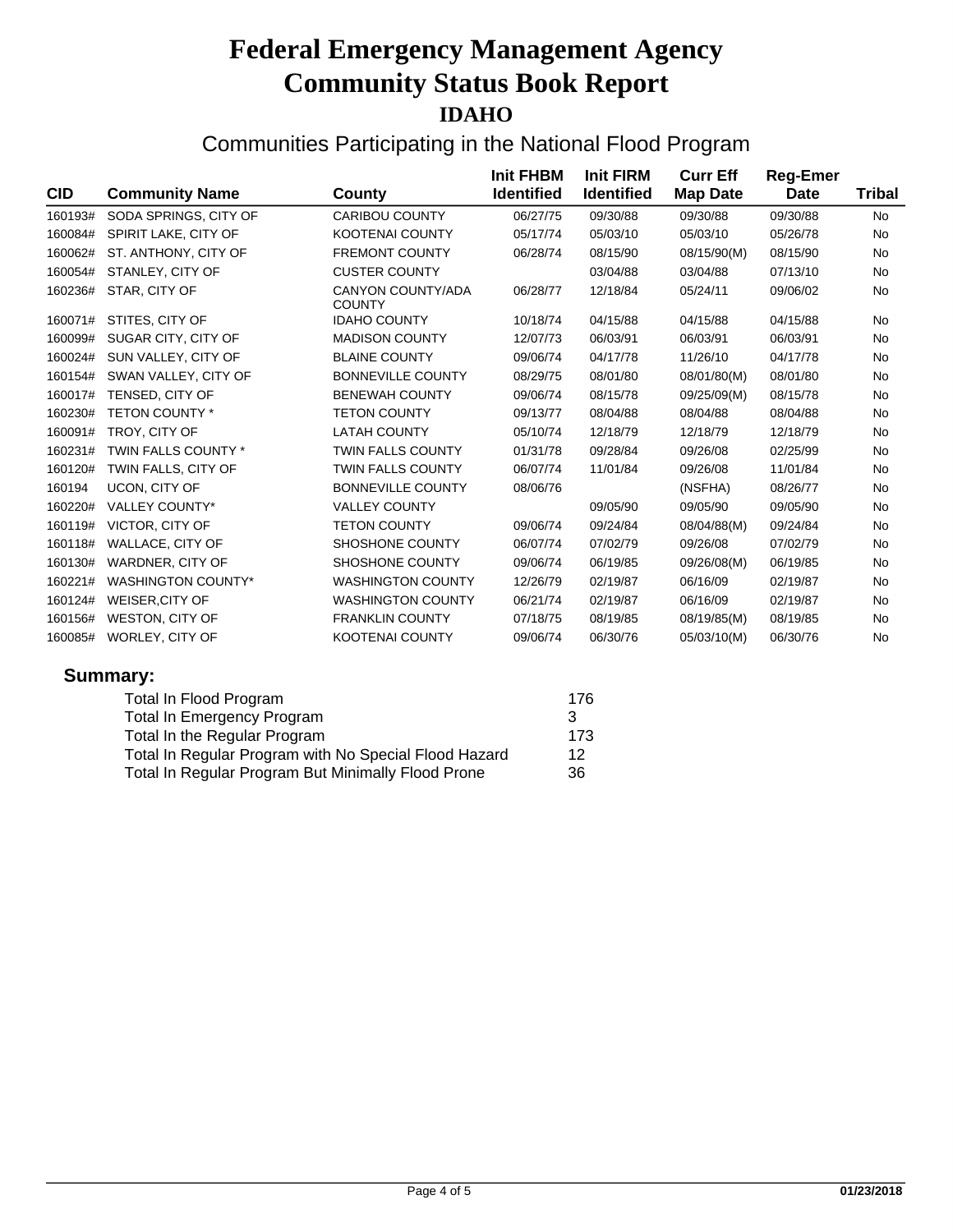# Federal Emergency Management Agency
# Community Status Book Report
## IDAHO

### Communities Participating in the National Flood Program

| CID | Community Name | County | Init FHBM Identified | Init FIRM Identified | Curr Eff Map Date | Reg-Emer Date | Tribal |
|---|---|---|---|---|---|---|---|
| 160193# | SODA SPRINGS, CITY OF | CARIBOU COUNTY | 06/27/75 | 09/30/88 | 09/30/88 | 09/30/88 | No |
| 160084# | SPIRIT LAKE, CITY OF | KOOTENAI COUNTY | 05/17/74 | 05/03/10 | 05/03/10 | 05/26/78 | No |
| 160062# | ST. ANTHONY, CITY OF | FREMONT COUNTY | 06/28/74 | 08/15/90 | 08/15/90(M) | 08/15/90 | No |
| 160054# | STANLEY, CITY OF | CUSTER COUNTY | | 03/04/88 | 03/04/88 | 07/13/10 | No |
| 160236# | STAR, CITY OF | CANYON COUNTY/ADA COUNTY | 06/28/77 | 12/18/84 | 05/24/11 | 09/06/02 | No |
| 160071# | STITES, CITY OF | IDAHO COUNTY | 10/18/74 | 04/15/88 | 04/15/88 | 04/15/88 | No |
| 160099# | SUGAR CITY, CITY OF | MADISON COUNTY | 12/07/73 | 06/03/91 | 06/03/91 | 06/03/91 | No |
| 160024# | SUN VALLEY, CITY OF | BLAINE COUNTY | 09/06/74 | 04/17/78 | 11/26/10 | 04/17/78 | No |
| 160154# | SWAN VALLEY, CITY OF | BONNEVILLE COUNTY | 08/29/75 | 08/01/80 | 08/01/80(M) | 08/01/80 | No |
| 160017# | TENSED, CITY OF | BENEWAH COUNTY | 09/06/74 | 08/15/78 | 09/25/09(M) | 08/15/78 | No |
| 160230# | TETON COUNTY * | TETON COUNTY | 09/13/77 | 08/04/88 | 08/04/88 | 08/04/88 | No |
| 160091# | TROY, CITY OF | LATAH COUNTY | 05/10/74 | 12/18/79 | 12/18/79 | 12/18/79 | No |
| 160231# | TWIN FALLS COUNTY * | TWIN FALLS COUNTY | 01/31/78 | 09/28/84 | 09/26/08 | 02/25/99 | No |
| 160120# | TWIN FALLS, CITY OF | TWIN FALLS COUNTY | 06/07/74 | 11/01/84 | 09/26/08 | 11/01/84 | No |
| 160194 | UCON, CITY OF | BONNEVILLE COUNTY | 08/06/76 | | (NSFHA) | 08/26/77 | No |
| 160220# | VALLEY COUNTY* | VALLEY COUNTY | | 09/05/90 | 09/05/90 | 09/05/90 | No |
| 160119# | VICTOR, CITY OF | TETON COUNTY | 09/06/74 | 09/24/84 | 08/04/88(M) | 09/24/84 | No |
| 160118# | WALLACE, CITY OF | SHOSHONE COUNTY | 06/07/74 | 07/02/79 | 09/26/08 | 07/02/79 | No |
| 160130# | WARDNER, CITY OF | SHOSHONE COUNTY | 09/06/74 | 06/19/85 | 09/26/08(M) | 06/19/85 | No |
| 160221# | WASHINGTON COUNTY* | WASHINGTON COUNTY | 12/26/79 | 02/19/87 | 06/16/09 | 02/19/87 | No |
| 160124# | WEISER,CITY OF | WASHINGTON COUNTY | 06/21/74 | 02/19/87 | 06/16/09 | 02/19/87 | No |
| 160156# | WESTON, CITY OF | FRANKLIN COUNTY | 07/18/75 | 08/19/85 | 08/19/85(M) | 08/19/85 | No |
| 160085# | WORLEY, CITY OF | KOOTENAI COUNTY | 09/06/74 | 06/30/76 | 05/03/10(M) | 06/30/76 | No |

**Summary:**

| | |
|---|---|
| Total In Flood Program | 176 |
| Total In Emergency Program | 3 |
| Total In the Regular Program | 173 |
| Total In Regular Program with No Special Flood Hazard | 12 |
| Total In Regular Program But Minimally Flood Prone | 36 |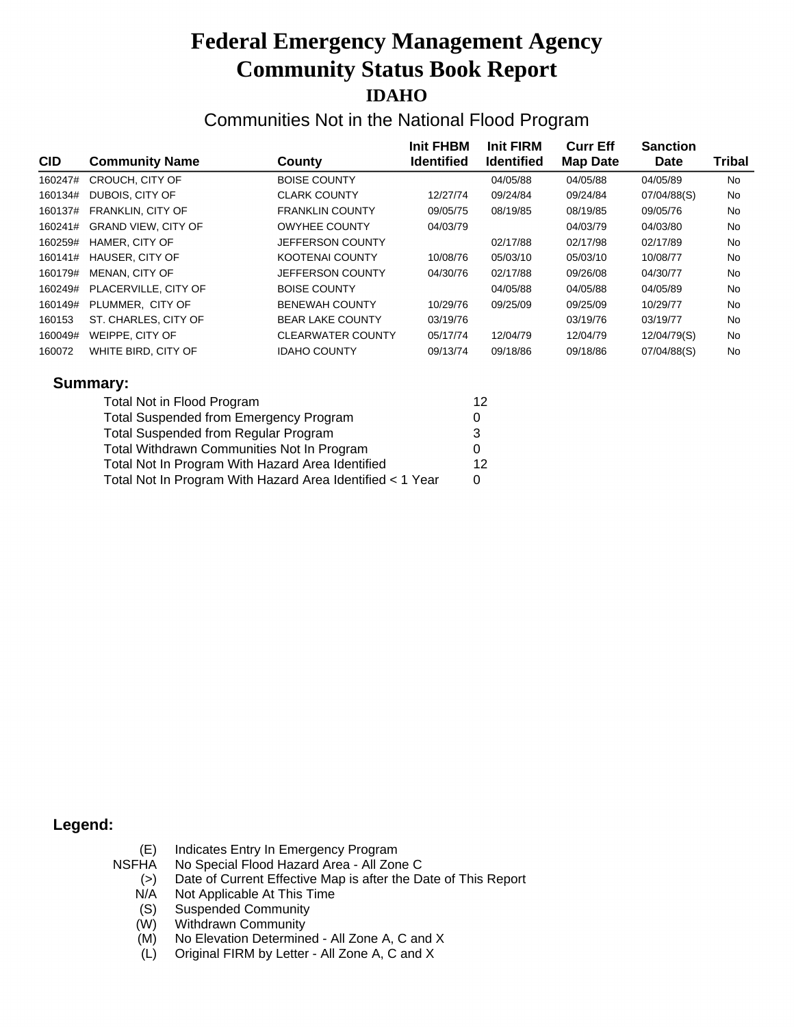# Federal Emergency Management Agency
# Community Status Book Report
## IDAHO

### Communities Not in the National Flood Program

| CID | Community Name | County | Init FHBM Identified | Init FIRM Identified | Curr Eff Map Date | Sanction Date | Tribal |
|---|---|---|---|---|---|---|---|
| 160247# | CROUCH, CITY OF | BOISE COUNTY | | 04/05/88 | 04/05/88 | 04/05/89 | No |
| 160134# | DUBOIS, CITY OF | CLARK COUNTY | 12/27/74 | 09/24/84 | 09/24/84 | 07/04/88(S) | No |
| 160137# | FRANKLIN, CITY OF | FRANKLIN COUNTY | 09/05/75 | 08/19/85 | 08/19/85 | 09/05/76 | No |
| 160241# | GRAND VIEW, CITY OF | OWYHEE COUNTY | 04/03/79 | | 04/03/79 | 04/03/80 | No |
| 160259# | HAMER, CITY OF | JEFFERSON COUNTY | | 02/17/88 | 02/17/98 | 02/17/89 | No |
| 160141# | HAUSER, CITY OF | KOOTENAI COUNTY | 10/08/76 | 05/03/10 | 05/03/10 | 10/08/77 | No |
| 160179# | MENAN, CITY OF | JEFFERSON COUNTY | 04/30/76 | 02/17/88 | 09/26/08 | 04/30/77 | No |
| 160249# | PLACERVILLE, CITY OF | BOISE COUNTY | | 04/05/88 | 04/05/88 | 04/05/89 | No |
| 160149# | PLUMMER, CITY OF | BENEWAH COUNTY | 10/29/76 | 09/25/09 | 09/25/09 | 10/29/77 | No |
| 160153 | ST. CHARLES, CITY OF | BEAR LAKE COUNTY | 03/19/76 | | 03/19/76 | 03/19/77 | No |
| 160049# | WEIPPE, CITY OF | CLEARWATER COUNTY | 05/17/74 | 12/04/79 | 12/04/79 | 12/04/79(S) | No |
| 160072 | WHITE BIRD, CITY OF | IDAHO COUNTY | 09/13/74 | 09/18/86 | 09/18/86 | 07/04/88(S) | No |

**Summary:**

| | |
|---|---|
| Total Not in Flood Program | 12 |
| Total Suspended from Emergency Program | 0 |
| Total Suspended from Regular Program | 3 |
| Total Withdrawn Communities Not In Program | 0 |
| Total Not In Program With Hazard Area Identified | 12 |
| Total Not In Program With Hazard Area Identified < 1 Year | 0 |

**Legend:**

- (E) Indicates Entry In Emergency Program
- NSFHA No Special Flood Hazard Area - All Zone C
- (>) Date of Current Effective Map is after the Date of This Report
- N/A Not Applicable At This Time
- (S) Suspended Community
- (W) Withdrawn Community
- (M) No Elevation Determined - All Zone A, C and X
- (L) Original FIRM by Letter - All Zone A, C and X